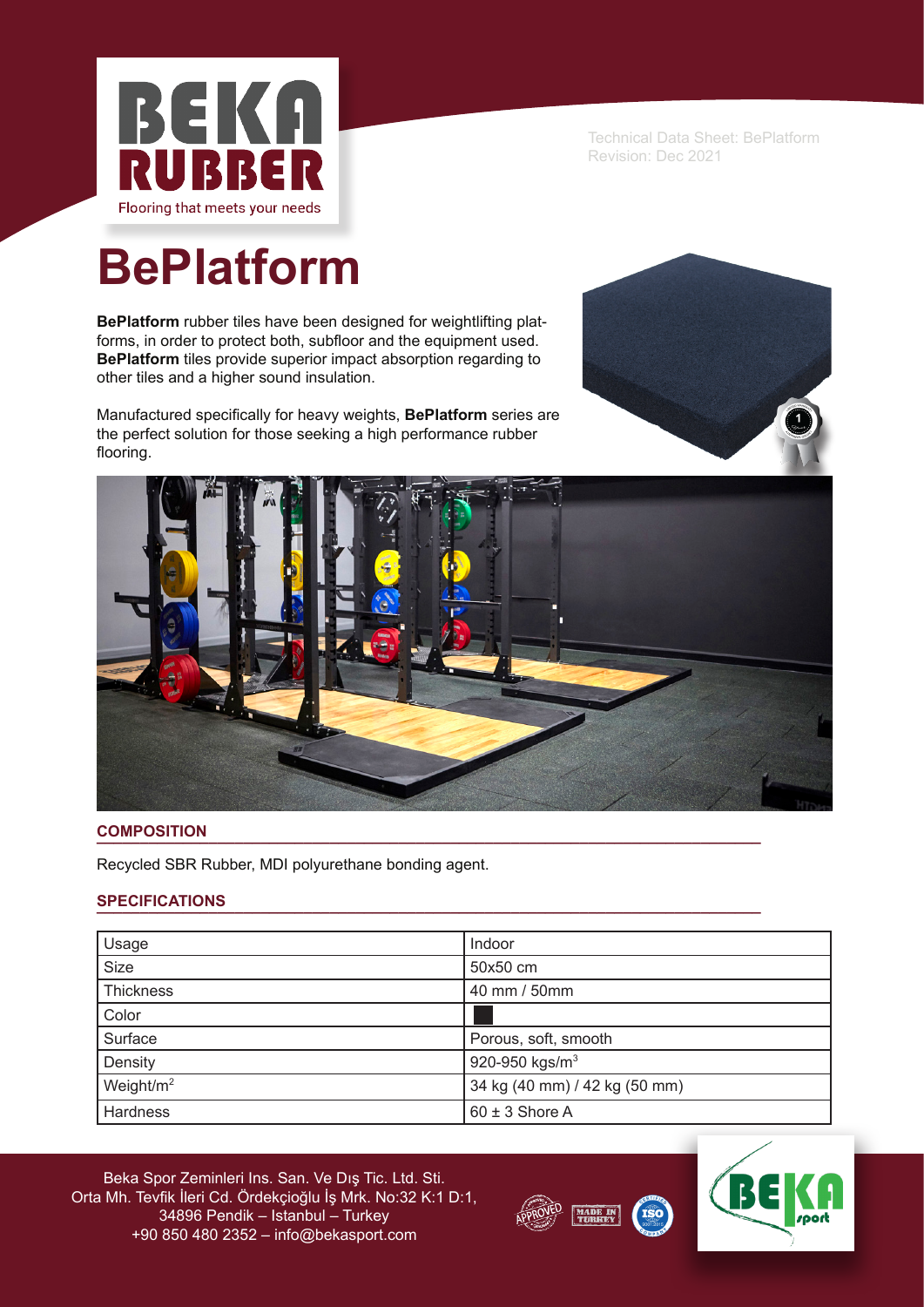Technical Data Sheet: BePlatform
Revision: Dec 2021

# BePlatform

**BePlatform** rubber tiles have been designed for weightlifting platforms, in order to protect both, subfloor and the equipment used. **BePlatform** tiles provide superior impact absorption regarding to other tiles and a higher sound insulation.

Manufactured specifically for heavy weights, **BePlatform** series are the perfect solution for those seeking a high performance rubber flooring.

## COMPOSITION

Recycled SBR Rubber, MDI polyurethane bonding agent.

## SPECIFICATIONS

| Usage | Indoor |
|---|---|
| Size | 50x50 cm |
| Thickness | 40 mm / 50mm |
| Color | |
| Surface | Porous, soft, smooth |
| Density | 920-950 kgs/m$^3$ |
| Weight/m$^2$ | 34 kg (40 mm) / 42 kg (50 mm) |
| Hardness | 60 ± 3 Shore A |

Beka Spor Zeminleri Ins. San. Ve Dış Tic. Ltd. Sti.
Orta Mh. Tevfik İleri Cd. Ördekçioğlu İş Mrk. No:32 K:1 D:1,
34896 Pendik – Istanbul – Turkey
+90 850 480 2352 – info@bekasport.com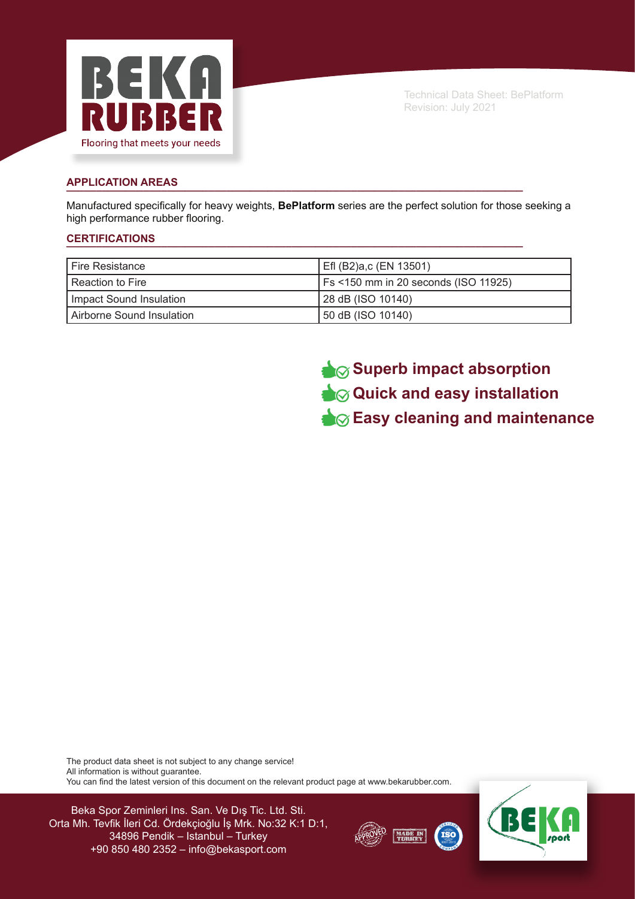## APPLICATION AREAS

Manufactured specifically for heavy weights, **BePlatform** series are the perfect solution for those seeking a high performance rubber flooring.

## CERTIFICATIONS

| | |
|---|---|
| Fire Resistance | Efl (B2)a,c (EN 13501) |
| Reaction to Fire | Fs <150 mm in 20 seconds (ISO 11925) |
| Impact Sound Insulation | 28 dB (ISO 10140) |
| Airborne Sound Insulation | 50 dB (ISO 10140) |

- **Superb impact absorption**
- **Quick and easy installation**
- **Easy cleaning and maintenance**

The product data sheet is not subject to any change service!
All information is without guarantee.
You can find the latest version of this document on the relevant product page at www.bekarubber.com.

Beka Spor Zeminleri Ins. San. Ve Dış Tic. Ltd. Sti.
Orta Mh. Tevfik İleri Cd. Ördekçioğlu İş Mrk. No:32 K:1 D:1,
34896 Pendik – Istanbul – Turkey
+90 850 480 2352 – info@bekasport.com